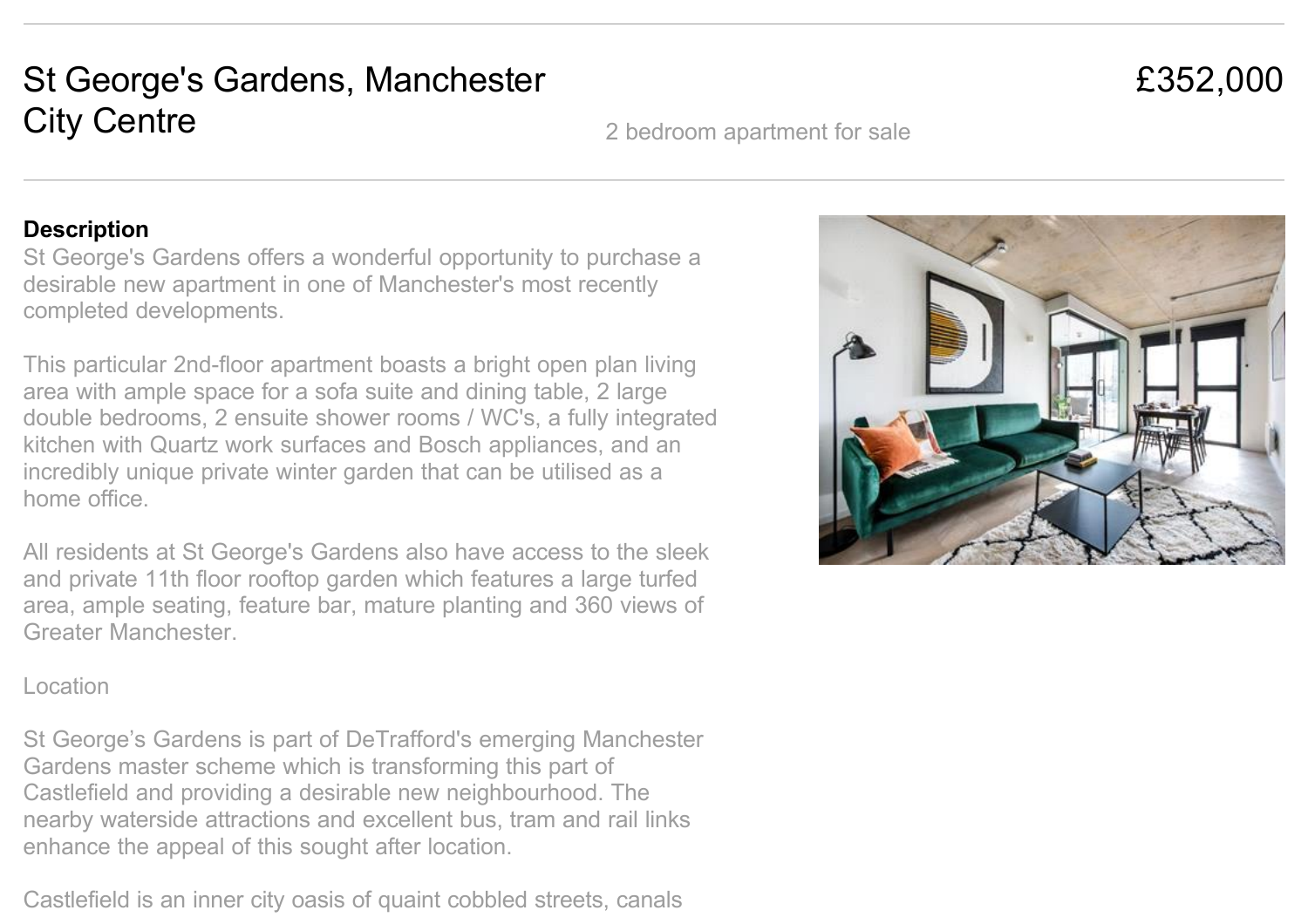# St George's Gardens, Manchester City Centre

£352,000

2 bedroom apartment for sale

**Description**

St George's Gardens offers a wonderful opportunity to purchase a desirable new apartment in one of Manchester's most recently completed developments.

This particular 2nd-floor apartment boasts a bright open plan living area with ample space for a sofa suite and dining table, 2 large double bedrooms, 2 ensuite shower rooms / WC's, a fully integrated kitchen with Quartz work surfaces and Bosch appliances, and an incredibly unique private winter garden that can be utilised as a home office.

All residents at St George's Gardens also have access to the sleek and private 11th floor rooftop garden which features a large turfed area, ample seating, feature bar, mature planting and 360 views of Greater Manchester.

Location

St George’s Gardens is part of DeTrafford's emerging Manchester Gardens master scheme which is transforming this part of Castlefield and providing a desirable new neighbourhood. The nearby waterside attractions and excellent bus, tram and rail links enhance the appeal of this sought after location.

Castlefield is an inner city oasis of quaint cobbled streets, canals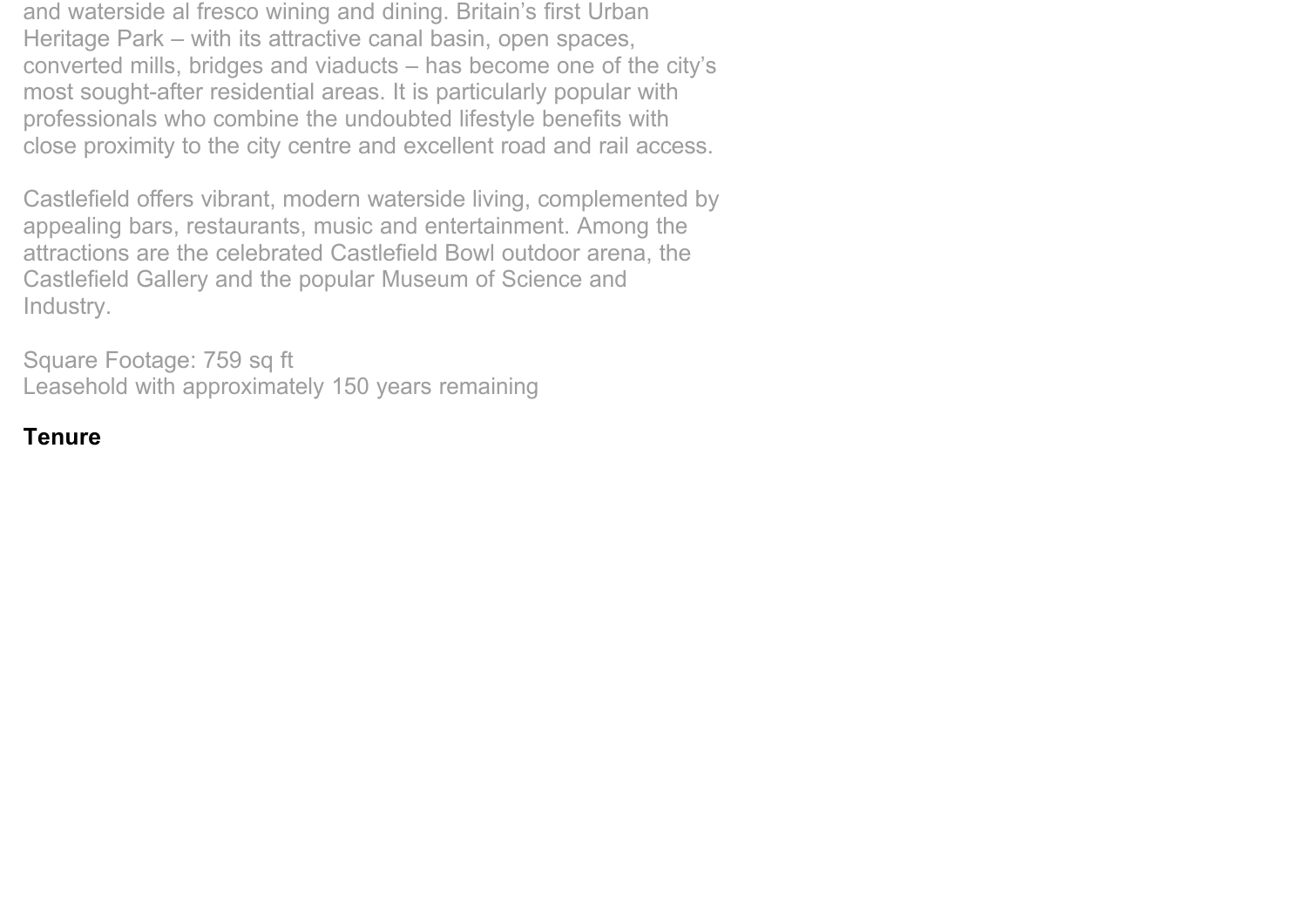and waterside al fresco wining and dining. Britain's first Urban Heritage Park – with its attractive canal basin, open spaces, converted mills, bridges and viaducts – has become one of the city's most sought-after residential areas. It is particularly popular with professionals who combine the undoubted lifestyle benefits with close proximity to the city centre and excellent road and rail access.

Castlefield offers vibrant, modern waterside living, complemented by appealing bars, restaurants, music and entertainment. Among the attractions are the celebrated Castlefield Bowl outdoor arena, the Castlefield Gallery and the popular Museum of Science and Industry.

Square Footage: 759 sq ft
Leasehold with approximately 150 years remaining

**Tenure**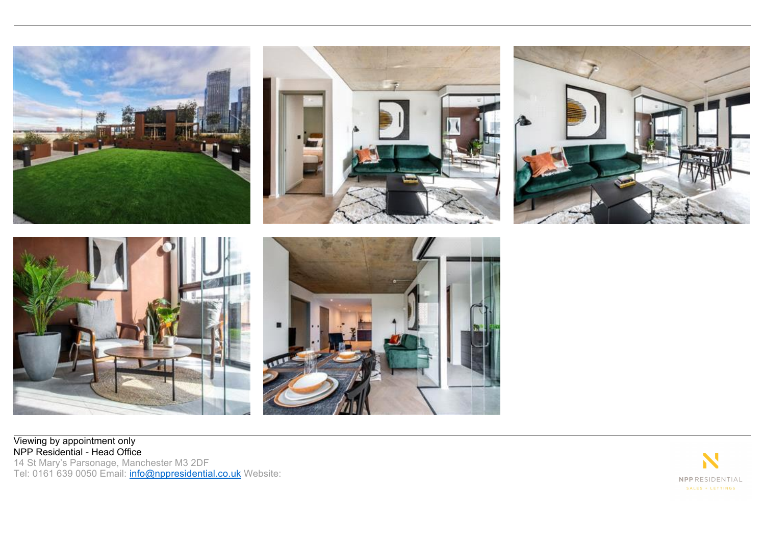Viewing by appointment only
NPP Residential - Head Office
14 St Mary's Parsonage, Manchester M3 2DF
Tel: 0161 639 0050 Email: info@nppresidential.co.uk Website: